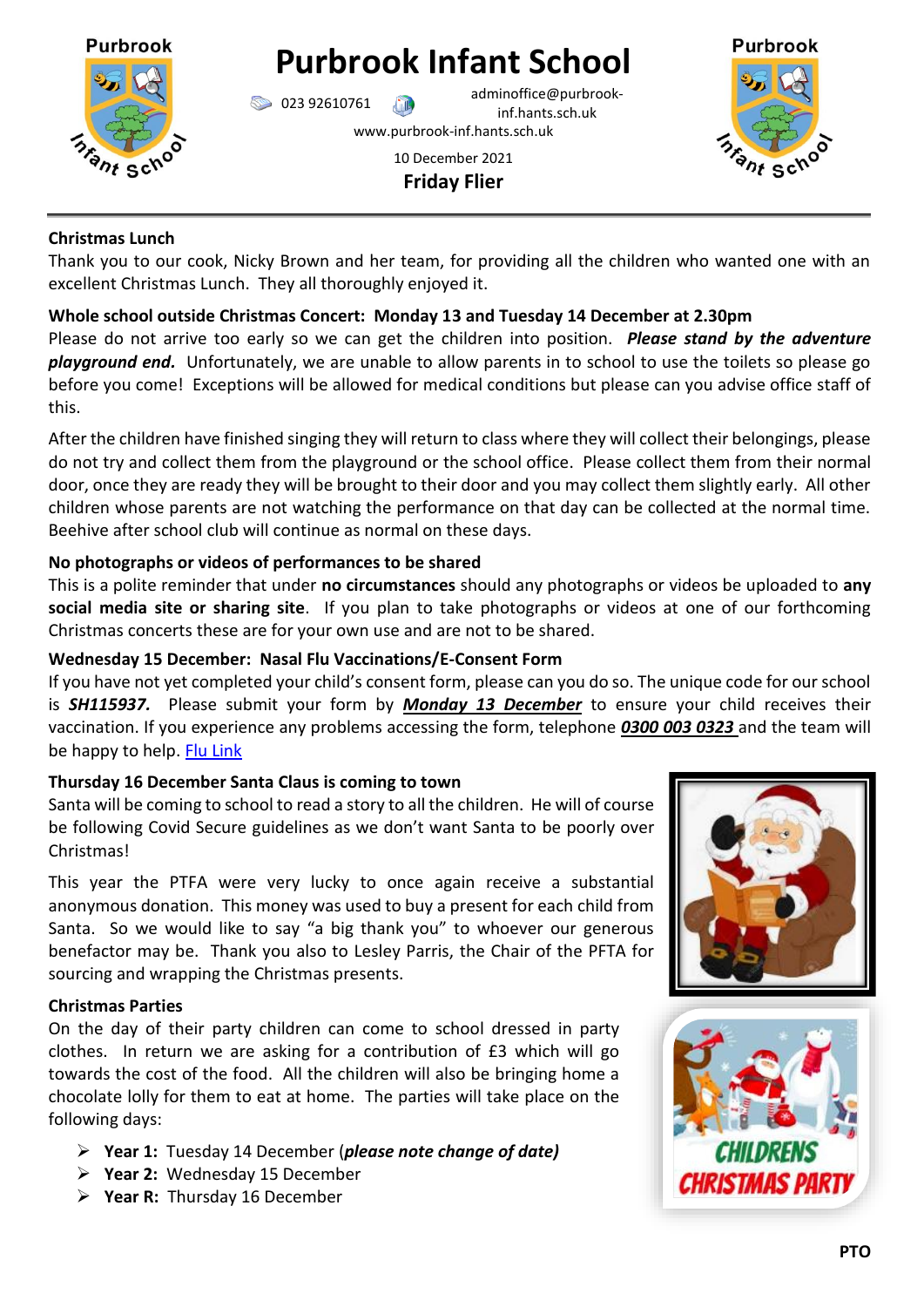# Purbrook Infant School

023 92610761 adminoffice@purbrook-inf.hants.sch.uk

www.purbrook-inf.hants.sch.uk

10 December 2021

**Friday Flier**

---

**Christmas Lunch**

Thank you to our cook, Nicky Brown and her team, for providing all the children who wanted one with an excellent Christmas Lunch. They all thoroughly enjoyed it.

**Whole school outside Christmas Concert: Monday 13 and Tuesday 14 December at 2.30pm**

Please do not arrive too early so we can get the children into position. ***Please stand by the adventure playground end.*** Unfortunately, we are unable to allow parents in to school to use the toilets so please go before you come! Exceptions will be allowed for medical conditions but please can you advise office staff of this.

After the children have finished singing they will return to class where they will collect their belongings, please do not try and collect them from the playground or the school office. Please collect them from their normal door, once they are ready they will be brought to their door and you may collect them slightly early. All other children whose parents are not watching the performance on that day can be collected at the normal time. Beehive after school club will continue as normal on these days.

**No photographs or videos of performances to be shared**

This is a polite reminder that under **no circumstances** should any photographs or videos be uploaded to **any social media site or sharing site**. If you plan to take photographs or videos at one of our forthcoming Christmas concerts these are for your own use and are not to be shared.

**Wednesday 15 December: Nasal Flu Vaccinations/E-Consent Form**

If you have not yet completed your child's consent form, please can you do so. The unique code for our school is ***SH115937.*** Please submit your form by ***Monday 13 December*** to ensure your child receives their vaccination. If you experience any problems accessing the form, telephone ***0300 003 0323*** and the team will be happy to help. Flu Link

**Thursday 16 December Santa Claus is coming to town**

Santa will be coming to school to read a story to all the children. He will of course be following Covid Secure guidelines as we don't want Santa to be poorly over Christmas!

This year the PTFA were very lucky to once again receive a substantial anonymous donation. This money was used to buy a present for each child from Santa. So we would like to say "a big thank you" to whoever our generous benefactor may be. Thank you also to Lesley Parris, the Chair of the PFTA for sourcing and wrapping the Christmas presents.

**Christmas Parties**

On the day of their party children can come to school dressed in party clothes. In return we are asking for a contribution of £3 which will go towards the cost of the food. All the children will also be bringing home a chocolate lolly for them to eat at home. The parties will take place on the following days:

- **Year 1:** Tuesday 14 December (***please note change of date)***
- **Year 2:** Wednesday 15 December
- **Year R:** Thursday 16 December

**PTO**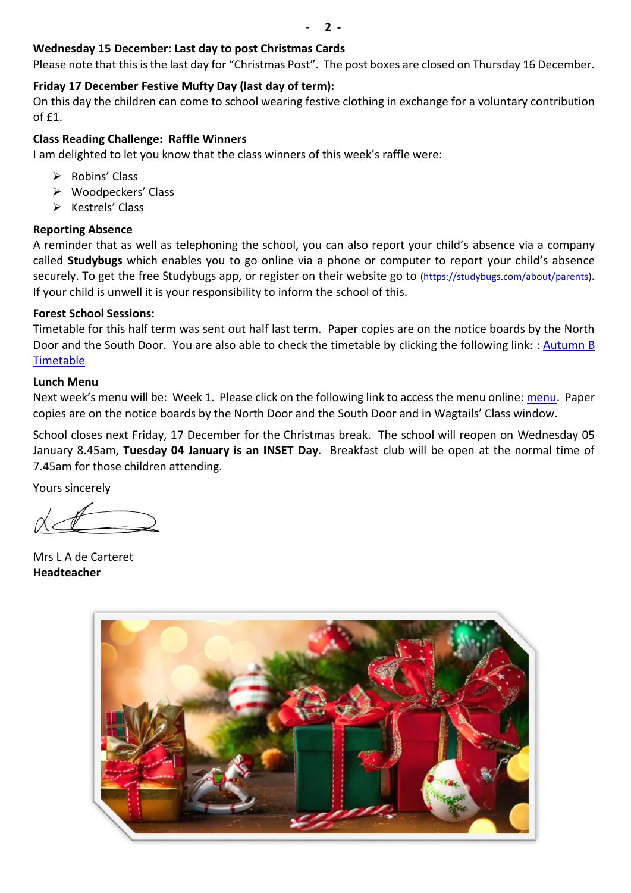**Wednesday 15 December: Last day to post Christmas Cards**

Please note that this is the last day for "Christmas Post". The post boxes are closed on Thursday 16 December.

**Friday 17 December Festive Mufty Day (last day of term):**

On this day the children can come to school wearing festive clothing in exchange for a voluntary contribution of £1.

**Class Reading Challenge: Raffle Winners**

I am delighted to let you know that the class winners of this week's raffle were:

- Robins' Class
- Woodpeckers' Class
- Kestrels' Class

**Reporting Absence**

A reminder that as well as telephoning the school, you can also report your child's absence via a company called **Studybugs** which enables you to go online via a phone or computer to report your child's absence securely. To get the free Studybugs app, or register on their website go to (https://studybugs.com/about/parents). If your child is unwell it is your responsibility to inform the school of this.

**Forest School Sessions:**

Timetable for this half term was sent out half last term. Paper copies are on the notice boards by the North Door and the South Door. You are also able to check the timetable by clicking the following link: : Autumn B Timetable

**Lunch Menu**

Next week's menu will be: Week 1. Please click on the following link to access the menu online: menu. Paper copies are on the notice boards by the North Door and the South Door and in Wagtails' Class window.

School closes next Friday, 17 December for the Christmas break. The school will reopen on Wednesday 05 January 8.45am, **Tuesday 04 January is an INSET Day**. Breakfast club will be open at the normal time of 7.45am for those children attending.

Yours sincerely

Mrs L A de Carteret
**Headteacher**